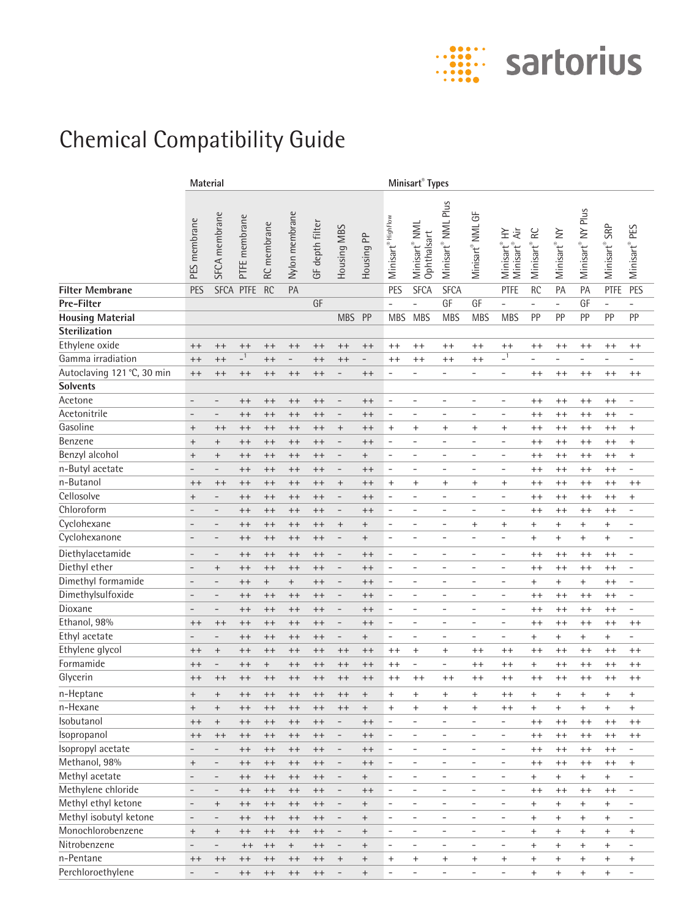# Chemical Compatibility Guide

| | Material | | | | | | | | Minisart® Types | | | | | | | | | |
|---|---|---|---|---|---|---|---|---|---|---|---|---|---|---|---|---|---|---|
| | PES membrane | SFCA membrane | PTFE membrane | RC membrane | Nylon membrane | GF depth filter | Housing MBS | Housing PP | Minisart® HighFlow | Minisart® NML Ophthalsart | Minisart® NML Plus | Minisart® NML GF | Minisart® HY Minisart® Air | Minisart® RC | Minisart® NY | Minisart® NY Plus | Minisart® SRP | Minisart® PES |
| **Filter Membrane** | PES | SFCA | PTFE | RC | PA | | | | PES | SFCA | SFCA | | PTFE | RC | PA | PA | PTFE | PES |
| **Pre-Filter** | | | | | | GF | | | – | – | GF | GF | – | – | – | GF | – | – |
| **Housing Material** | | | | | | | MBS | PP | MBS | MBS | MBS | MBS | MBS | PP | PP | PP | PP | PP |
| **Sterilization** | | | | | | | | | | | | | | | | | | |
| Ethylene oxide | ++ | ++ | ++ | ++ | ++ | ++ | ++ | ++ | ++ | ++ | ++ | ++ | ++ | ++ | ++ | ++ | ++ | ++ |
| Gamma irradiation | ++ | ++ | –[1] | ++ | – | ++ | ++ | – | ++ | ++ | ++ | ++ | –[1] | – | – | – | – | – |
| Autoclaving 121 °C, 30 min | ++ | ++ | ++ | ++ | ++ | ++ | – | ++ | – | – | – | – | – | ++ | ++ | ++ | ++ | ++ |
| **Solvents** | | | | | | | | | | | | | | | | | | |
| Acetone | – | – | ++ | ++ | ++ | ++ | – | ++ | – | – | – | – | – | ++ | ++ | ++ | ++ | – |
| Acetonitrile | – | – | ++ | ++ | ++ | ++ | – | ++ | – | – | – | – | – | ++ | ++ | ++ | ++ | – |
| Gasoline | + | ++ | ++ | ++ | ++ | ++ | + | ++ | + | + | + | + | + | ++ | ++ | ++ | ++ | + |
| Benzene | + | + | ++ | ++ | ++ | ++ | – | ++ | – | – | – | – | – | ++ | ++ | ++ | ++ | + |
| Benzyl alcohol | + | + | ++ | ++ | ++ | ++ | – | + | – | – | – | – | – | ++ | ++ | ++ | ++ | + |
| n-Butyl acetate | – | – | ++ | ++ | ++ | ++ | – | ++ | – | – | – | – | – | ++ | ++ | ++ | ++ | – |
| n-Butanol | ++ | ++ | ++ | ++ | ++ | ++ | + | ++ | + | + | + | + | + | ++ | ++ | ++ | ++ | ++ |
| Cellosolve | + | – | ++ | ++ | ++ | ++ | – | ++ | – | – | – | – | – | ++ | ++ | ++ | ++ | + |
| Chloroform | – | – | ++ | ++ | ++ | ++ | – | ++ | – | – | – | – | – | ++ | ++ | ++ | ++ | – |
| Cyclohexane | – | – | ++ | ++ | ++ | ++ | + | + | – | – | – | + | + | + | + | + | + | – |
| Cyclohexanone | – | – | ++ | ++ | ++ | ++ | – | + | – | – | – | – | – | + | + | + | + | – |
| Diethylacetamide | – | – | ++ | ++ | ++ | ++ | – | ++ | – | – | – | – | – | ++ | ++ | ++ | ++ | – |
| Diethyl ether | – | + | ++ | ++ | ++ | ++ | – | ++ | – | – | – | – | – | ++ | ++ | ++ | ++ | – |
| Dimethyl formamide | – | – | ++ | + | + | ++ | – | ++ | – | – | – | – | – | + | + | + | ++ | – |
| Dimethylsulfoxide | – | – | ++ | ++ | ++ | ++ | – | ++ | – | – | – | – | – | ++ | ++ | ++ | ++ | – |
| Dioxane | – | – | ++ | ++ | ++ | ++ | – | ++ | – | – | – | – | – | ++ | ++ | ++ | ++ | – |
| Ethanol, 98% | ++ | ++ | ++ | ++ | ++ | ++ | – | ++ | – | – | – | – | – | ++ | ++ | ++ | ++ | ++ |
| Ethyl acetate | – | – | ++ | ++ | ++ | ++ | – | + | – | – | – | – | – | + | + | + | + | – |
| Ethylene glycol | ++ | + | ++ | ++ | ++ | ++ | ++ | ++ | ++ | + | + | ++ | ++ | ++ | ++ | ++ | ++ | ++ |
| Formamide | ++ | – | ++ | + | ++ | ++ | ++ | ++ | ++ | – | – | ++ | ++ | + | ++ | ++ | ++ | ++ |
| Glycerin | ++ | ++ | ++ | ++ | ++ | ++ | ++ | ++ | ++ | ++ | ++ | ++ | ++ | ++ | ++ | ++ | ++ | ++ |
| n-Heptane | + | + | ++ | ++ | ++ | ++ | ++ | + | + | + | + | + | ++ | + | + | + | + | + |
| n-Hexane | + | + | ++ | ++ | ++ | ++ | ++ | + | + | + | + | + | ++ | + | + | + | + | + |
| Isobutanol | ++ | + | ++ | ++ | ++ | ++ | – | ++ | – | – | – | – | – | ++ | ++ | ++ | ++ | ++ |
| Isopropanol | ++ | ++ | ++ | ++ | ++ | ++ | – | ++ | – | – | – | – | – | ++ | ++ | ++ | ++ | ++ |
| Isopropyl acetate | – | – | ++ | ++ | ++ | ++ | – | ++ | – | – | – | – | – | ++ | ++ | ++ | ++ | – |
| Methanol, 98% | + | – | ++ | ++ | ++ | ++ | – | ++ | – | – | – | – | – | ++ | ++ | ++ | ++ | + |
| Methyl acetate | – | – | ++ | ++ | ++ | ++ | – | + | – | – | – | – | – | + | + | + | + | – |
| Methylene chloride | – | – | ++ | ++ | ++ | ++ | – | ++ | – | – | – | – | – | ++ | ++ | ++ | ++ | – |
| Methyl ethyl ketone | – | + | ++ | ++ | ++ | ++ | – | + | – | – | – | – | – | + | + | + | + | – |
| Methyl isobutyl ketone | – | – | ++ | ++ | ++ | ++ | – | + | – | – | – | – | – | + | + | + | + | – |
| Monochlorobenzene | + | + | ++ | ++ | ++ | ++ | – | + | – | – | – | – | – | + | + | + | + | + |
| Nitrobenzene | – | – | ++ | ++ | + | ++ | – | + | – | – | – | – | – | + | + | + | + | – |
| n-Pentane | ++ | ++ | ++ | ++ | ++ | ++ | + | + | + | + | + | + | + | + | + | + | + | + |
| Perchloroethylene | – | – | ++ | ++ | ++ | ++ | – | + | – | – | – | – | – | + | + | + | + | – |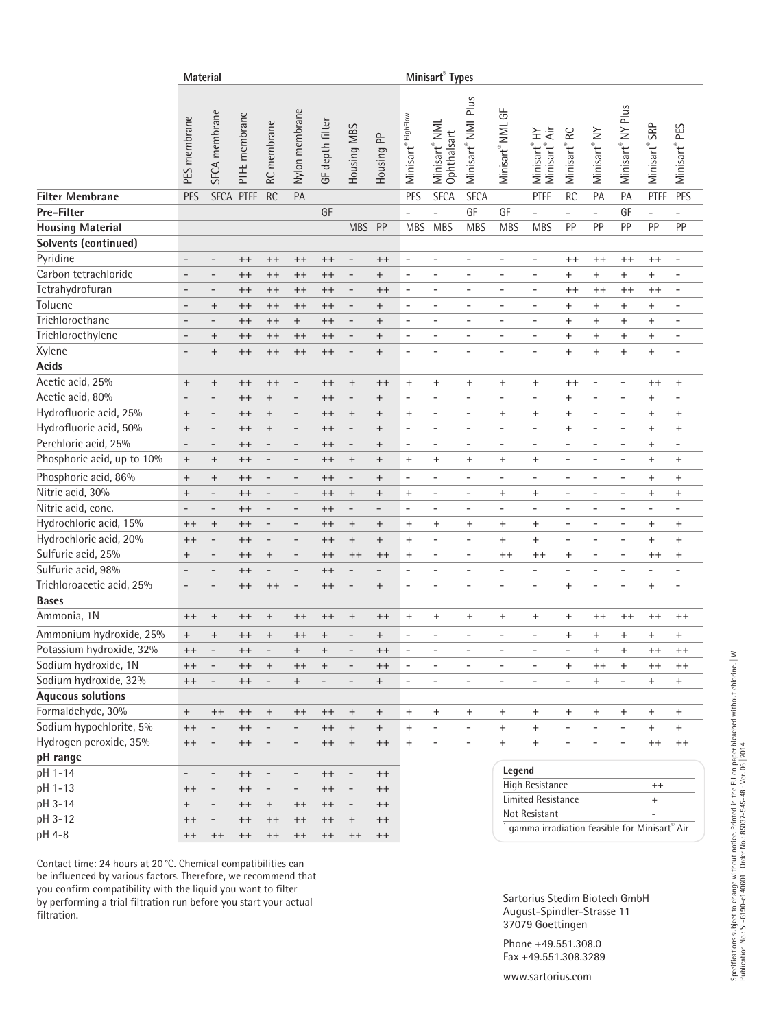| | Material | | | | | | | | Minisart® Types | | | | | | | | | |
|---|---|---|---|---|---|---|---|---|---|---|---|---|---|---|---|---|---|---|
| | PES membrane | SFCA membrane | PTFE membrane | RC membrane | Nylon membrane | GF depth filter | Housing MBS | Housing PP | Minisart® HighFlow | Minisart® NML Ophthalsart | Minisart® NML Plus | Minisart® NML GF | Minisart® HY Minisart® Air | Minisart® RC | Minisart® NY | Minisart® NY Plus | Minisart® SRP | Minisart® PES |
| **Filter Membrane** | PES | SFCA | PTFE | RC | PA | | | | PES | SFCA | SFCA | | PTFE | RC | PA | PA | PTFE | PES |
| **Pre-Filter** | | | | | | GF | | | – | – | GF | GF | – | – | – | GF | – | – |
| **Housing Material** | | | | | | | MBS | PP | MBS | MBS | MBS | MBS | MBS | PP | PP | PP | PP | PP |
| **Solvents (continued)** | | | | | | | | | | | | | | | | | | |
| Pyridine | – | – | ++ | ++ | ++ | ++ | – | ++ | – | – | – | – | – | ++ | ++ | ++ | ++ | – |
| Carbon tetrachloride | – | – | ++ | ++ | ++ | ++ | – | + | – | – | – | – | – | + | + | + | + | – |
| Tetrahydrofuran | – | – | ++ | ++ | ++ | ++ | – | ++ | – | – | – | – | – | ++ | ++ | ++ | ++ | – |
| Toluene | – | + | ++ | ++ | ++ | ++ | – | + | – | – | – | – | – | + | + | + | + | – |
| Trichloroethane | – | – | ++ | ++ | + | ++ | – | + | – | – | – | – | – | + | + | + | + | – |
| Trichloroethylene | – | + | ++ | ++ | ++ | ++ | – | + | – | – | – | – | – | + | + | + | + | – |
| Xylene | – | + | ++ | ++ | ++ | ++ | – | + | – | – | – | – | – | + | + | + | + | – |
| **Acids** | | | | | | | | | | | | | | | | | | |
| Acetic acid, 25% | + | + | ++ | ++ | – | ++ | + | ++ | + | + | + | + | + | ++ | – | – | ++ | + |
| Acetic acid, 80% | – | – | ++ | + | – | ++ | – | + | – | – | – | – | – | + | – | – | + | – |
| Hydrofluoric acid, 25% | + | – | ++ | + | – | ++ | + | + | + | – | – | + | + | + | – | – | + | + |
| Hydrofluoric acid, 50% | + | – | ++ | + | – | ++ | – | + | – | – | – | – | – | + | – | – | + | + |
| Perchloric acid, 25% | – | – | ++ | – | – | ++ | – | + | – | – | – | – | – | – | – | – | + | – |
| Phosphoric acid, up to 10% | + | + | ++ | – | – | ++ | + | + | + | + | + | + | + | – | – | – | + | + |
| Phosphoric acid, 86% | + | + | ++ | – | – | ++ | – | + | – | – | – | – | – | – | – | – | + | + |
| Nitric acid, 30% | + | – | ++ | – | – | ++ | + | + | + | – | – | + | + | – | – | – | + | + |
| Nitric acid, conc. | – | – | ++ | – | – | ++ | – | – | – | – | – | – | – | – | – | – | – | – |
| Hydrochloric acid, 15% | ++ | + | ++ | – | – | ++ | + | + | + | + | + | + | + | – | – | – | + | + |
| Hydrochloric acid, 20% | ++ | – | ++ | – | – | ++ | + | + | + | – | – | + | + | – | – | – | + | + |
| Sulfuric acid, 25% | + | – | ++ | + | – | ++ | ++ | ++ | + | – | – | ++ | ++ | + | – | – | ++ | + |
| Sulfuric acid, 98% | – | – | ++ | – | – | ++ | – | – | – | – | – | – | – | – | – | – | – | – |
| Trichloroacetic acid, 25% | – | – | ++ | ++ | – | ++ | – | + | – | – | – | – | – | + | – | – | + | – |
| **Bases** | | | | | | | | | | | | | | | | | | |
| Ammonia, 1N | ++ | + | ++ | + | ++ | ++ | + | ++ | + | + | + | + | + | + | ++ | ++ | ++ | ++ |
| Ammonium hydroxide, 25% | + | + | ++ | + | ++ | + | – | + | – | – | – | – | – | + | + | + | + | + |
| Potassium hydroxide, 32% | ++ | – | ++ | – | + | + | – | ++ | – | – | – | – | – | – | + | + | ++ | ++ |
| Sodium hydroxide, 1N | ++ | – | ++ | + | ++ | + | – | ++ | – | – | – | – | – | + | ++ | + | ++ | ++ |
| Sodium hydroxide, 32% | ++ | – | ++ | – | + | – | – | + | – | – | – | – | – | – | + | – | + | + |
| **Aqueous solutions** | | | | | | | | | | | | | | | | | | |
| Formaldehyde, 30% | + | ++ | ++ | + | ++ | ++ | + | + | + | + | + | + | + | + | + | + | + | + |
| Sodium hypochlorite, 5% | ++ | – | ++ | – | – | ++ | + | + | + | – | – | + | + | – | – | – | + | + |
| Hydrogen peroxide, 35% | ++ | – | ++ | – | – | ++ | + | ++ | + | – | – | + | + | – | – | – | ++ | ++ |
| **pH range** | | | | | | | | | | | | | | | | | | |
| pH 1-14 | – | – | ++ | – | – | ++ | – | ++ | | | | | | | | | | |
| pH 1-13 | ++ | – | ++ | – | – | ++ | – | ++ | | | | | | | | | | |
| pH 3-14 | + | – | ++ | + | ++ | ++ | – | ++ | | | | | | | | | | |
| pH 3-12 | ++ | – | ++ | ++ | ++ | ++ | + | ++ | | | | | | | | | | |
| pH 4-8 | ++ | ++ | ++ | ++ | ++ | ++ | ++ | ++ | | | | | | | | | | |

**Legend**

| | |
|---|---|
| High Resistance | ++ |
| Limited Resistance | + |
| Not Resistant | – |

[1] gamma irradiation feasible for Minisart® Air

Contact time: 24 hours at 20 °C. Chemical compatibilities can be influenced by various factors. Therefore, we recommend that you confirm compatibility with the liquid you want to filter by performing a trial filtration run before you start your actual filtration.

Sartorius Stedim Biotech GmbH
August-Spindler-Strasse 11
37079 Goettingen

Phone +49.551.308.0
Fax +49.551.308.3289

www.sartorius.com

Specifications subject to change without notice. Printed in the EU on paper bleached without chlorine. | W
Publication No.: SL-6190-e140601 · Order No.: 85037-545-48 · Ver. 06 | 2014